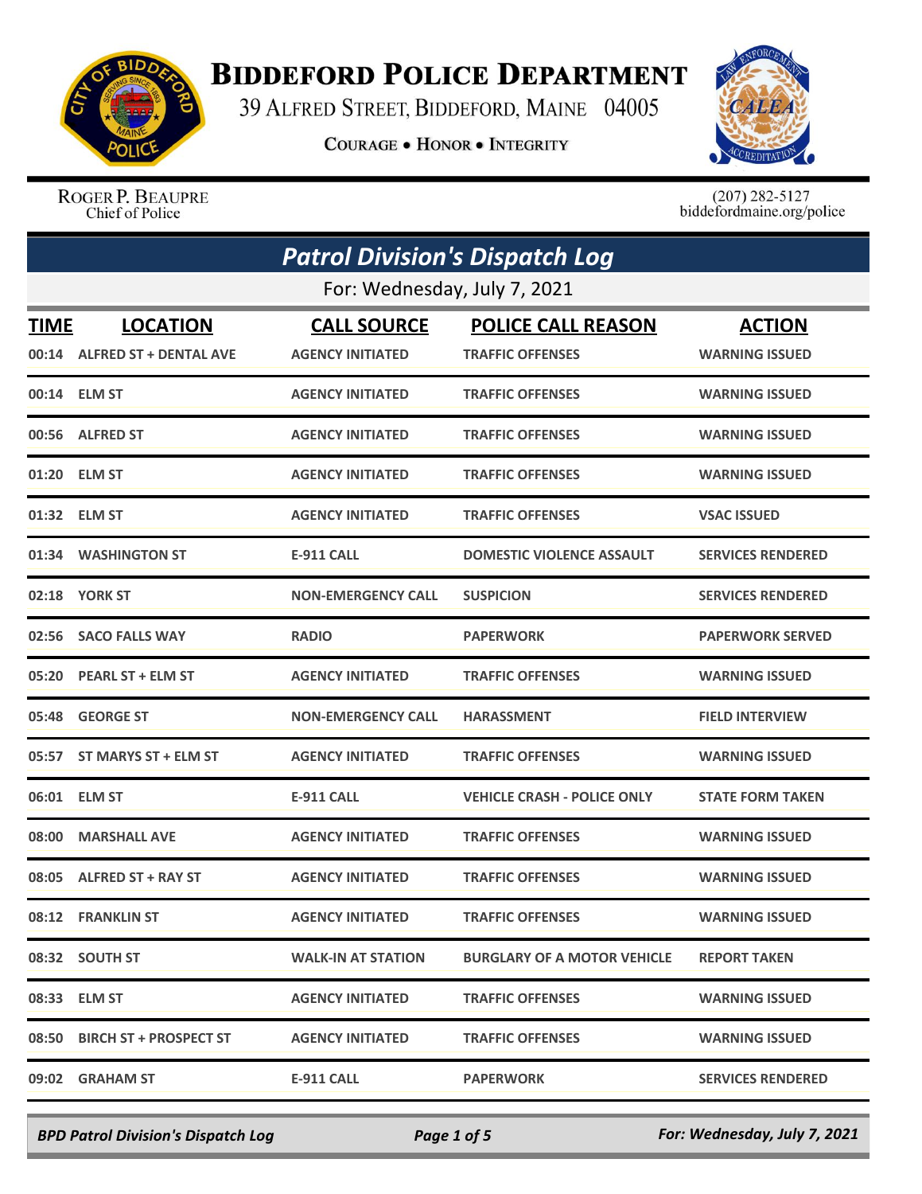# BIDDEFORD POLICE DEPARTMENT

39 ALFRED STREET, BIDDEFORD, MAINE 04005

COURAGE • HONOR • INTEGRITY

ROGER P. BEAUPRE
Chief of Police

(207) 282-5127
biddefordmaine.org/police

## *Patrol Division's Dispatch Log*

For: Wednesday, July 7, 2021

| TIME | LOCATION | CALL SOURCE | POLICE CALL REASON | ACTION |
|---|---|---|---|---|
| 00:14 | ALFRED ST + DENTAL AVE | AGENCY INITIATED | TRAFFIC OFFENSES | WARNING ISSUED |
| 00:14 | ELM ST | AGENCY INITIATED | TRAFFIC OFFENSES | WARNING ISSUED |
| 00:56 | ALFRED ST | AGENCY INITIATED | TRAFFIC OFFENSES | WARNING ISSUED |
| 01:20 | ELM ST | AGENCY INITIATED | TRAFFIC OFFENSES | WARNING ISSUED |
| 01:32 | ELM ST | AGENCY INITIATED | TRAFFIC OFFENSES | VSAC ISSUED |
| 01:34 | WASHINGTON ST | E-911 CALL | DOMESTIC VIOLENCE ASSAULT | SERVICES RENDERED |
| 02:18 | YORK ST | NON-EMERGENCY CALL | SUSPICION | SERVICES RENDERED |
| 02:56 | SACO FALLS WAY | RADIO | PAPERWORK | PAPERWORK SERVED |
| 05:20 | PEARL ST + ELM ST | AGENCY INITIATED | TRAFFIC OFFENSES | WARNING ISSUED |
| 05:48 | GEORGE ST | NON-EMERGENCY CALL | HARASSMENT | FIELD INTERVIEW |
| 05:57 | ST MARYS ST + ELM ST | AGENCY INITIATED | TRAFFIC OFFENSES | WARNING ISSUED |
| 06:01 | ELM ST | E-911 CALL | VEHICLE CRASH - POLICE ONLY | STATE FORM TAKEN |
| 08:00 | MARSHALL AVE | AGENCY INITIATED | TRAFFIC OFFENSES | WARNING ISSUED |
| 08:05 | ALFRED ST + RAY ST | AGENCY INITIATED | TRAFFIC OFFENSES | WARNING ISSUED |
| 08:12 | FRANKLIN ST | AGENCY INITIATED | TRAFFIC OFFENSES | WARNING ISSUED |
| 08:32 | SOUTH ST | WALK-IN AT STATION | BURGLARY OF A MOTOR VEHICLE | REPORT TAKEN |
| 08:33 | ELM ST | AGENCY INITIATED | TRAFFIC OFFENSES | WARNING ISSUED |
| 08:50 | BIRCH ST + PROSPECT ST | AGENCY INITIATED | TRAFFIC OFFENSES | WARNING ISSUED |
| 09:02 | GRAHAM ST | E-911 CALL | PAPERWORK | SERVICES RENDERED |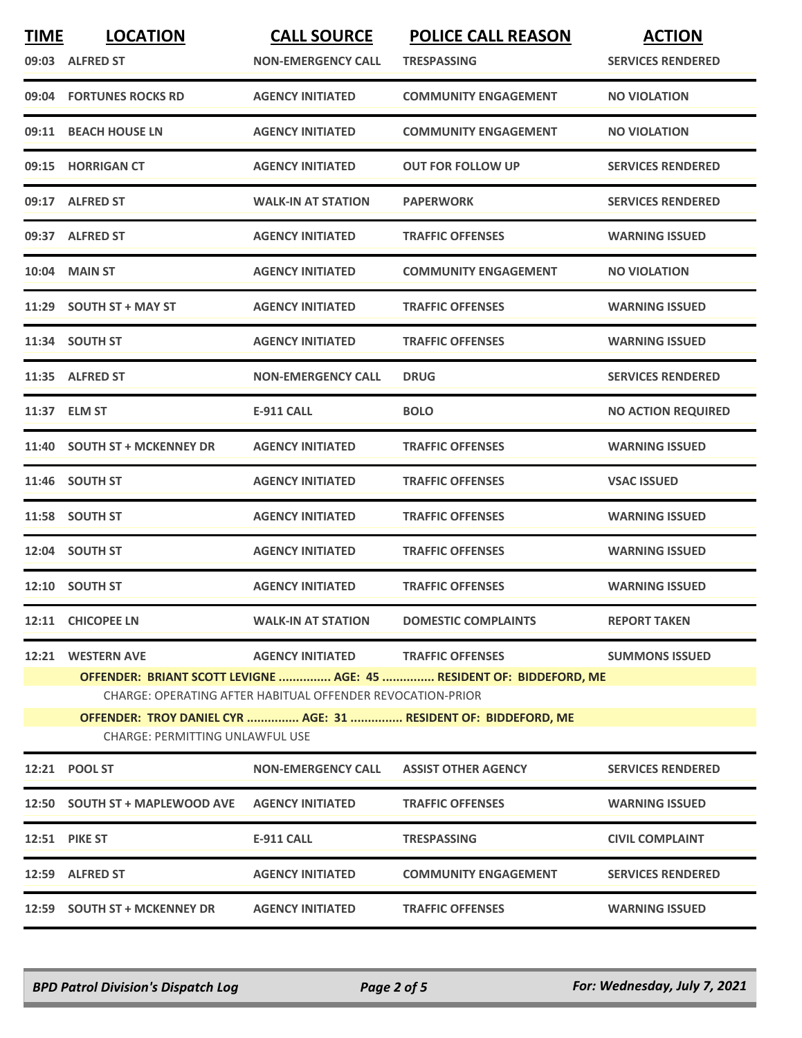| TIME | LOCATION | CALL SOURCE | POLICE CALL REASON | ACTION |
|---|---|---|---|---|
| 09:03 | ALFRED ST | NON-EMERGENCY CALL | TRESPASSING | SERVICES RENDERED |
| 09:04 | FORTUNES ROCKS RD | AGENCY INITIATED | COMMUNITY ENGAGEMENT | NO VIOLATION |
| 09:11 | BEACH HOUSE LN | AGENCY INITIATED | COMMUNITY ENGAGEMENT | NO VIOLATION |
| 09:15 | HORRIGAN CT | AGENCY INITIATED | OUT FOR FOLLOW UP | SERVICES RENDERED |
| 09:17 | ALFRED ST | WALK-IN AT STATION | PAPERWORK | SERVICES RENDERED |
| 09:37 | ALFRED ST | AGENCY INITIATED | TRAFFIC OFFENSES | WARNING ISSUED |
| 10:04 | MAIN ST | AGENCY INITIATED | COMMUNITY ENGAGEMENT | NO VIOLATION |
| 11:29 | SOUTH ST + MAY ST | AGENCY INITIATED | TRAFFIC OFFENSES | WARNING ISSUED |
| 11:34 | SOUTH ST | AGENCY INITIATED | TRAFFIC OFFENSES | WARNING ISSUED |
| 11:35 | ALFRED ST | NON-EMERGENCY CALL | DRUG | SERVICES RENDERED |
| 11:37 | ELM ST | E-911 CALL | BOLO | NO ACTION REQUIRED |
| 11:40 | SOUTH ST + MCKENNEY DR | AGENCY INITIATED | TRAFFIC OFFENSES | WARNING ISSUED |
| 11:46 | SOUTH ST | AGENCY INITIATED | TRAFFIC OFFENSES | VSAC ISSUED |
| 11:58 | SOUTH ST | AGENCY INITIATED | TRAFFIC OFFENSES | WARNING ISSUED |
| 12:04 | SOUTH ST | AGENCY INITIATED | TRAFFIC OFFENSES | WARNING ISSUED |
| 12:10 | SOUTH ST | AGENCY INITIATED | TRAFFIC OFFENSES | WARNING ISSUED |
| 12:11 | CHICOPEE LN | WALK-IN AT STATION | DOMESTIC COMPLAINTS | REPORT TAKEN |
| 12:21 | WESTERN AVE | AGENCY INITIATED | TRAFFIC OFFENSES | SUMMONS ISSUED |
| | **OFFENDER: BRIANT SCOTT LEVIGNE ............... AGE: 45 ............... RESIDENT OF: BIDDEFORD, ME** | | | |
| | CHARGE: OPERATING AFTER HABITUAL OFFENDER REVOCATION-PRIOR | | | |
| | **OFFENDER: TROY DANIEL CYR ............... AGE: 31 ............... RESIDENT OF: BIDDEFORD, ME** | | | |
| | CHARGE: PERMITTING UNLAWFUL USE | | | |
| 12:21 | POOL ST | NON-EMERGENCY CALL | ASSIST OTHER AGENCY | SERVICES RENDERED |
| 12:50 | SOUTH ST + MAPLEWOOD AVE | AGENCY INITIATED | TRAFFIC OFFENSES | WARNING ISSUED |
| 12:51 | PIKE ST | E-911 CALL | TRESPASSING | CIVIL COMPLAINT |
| 12:59 | ALFRED ST | AGENCY INITIATED | COMMUNITY ENGAGEMENT | SERVICES RENDERED |
| 12:59 | SOUTH ST + MCKENNEY DR | AGENCY INITIATED | TRAFFIC OFFENSES | WARNING ISSUED |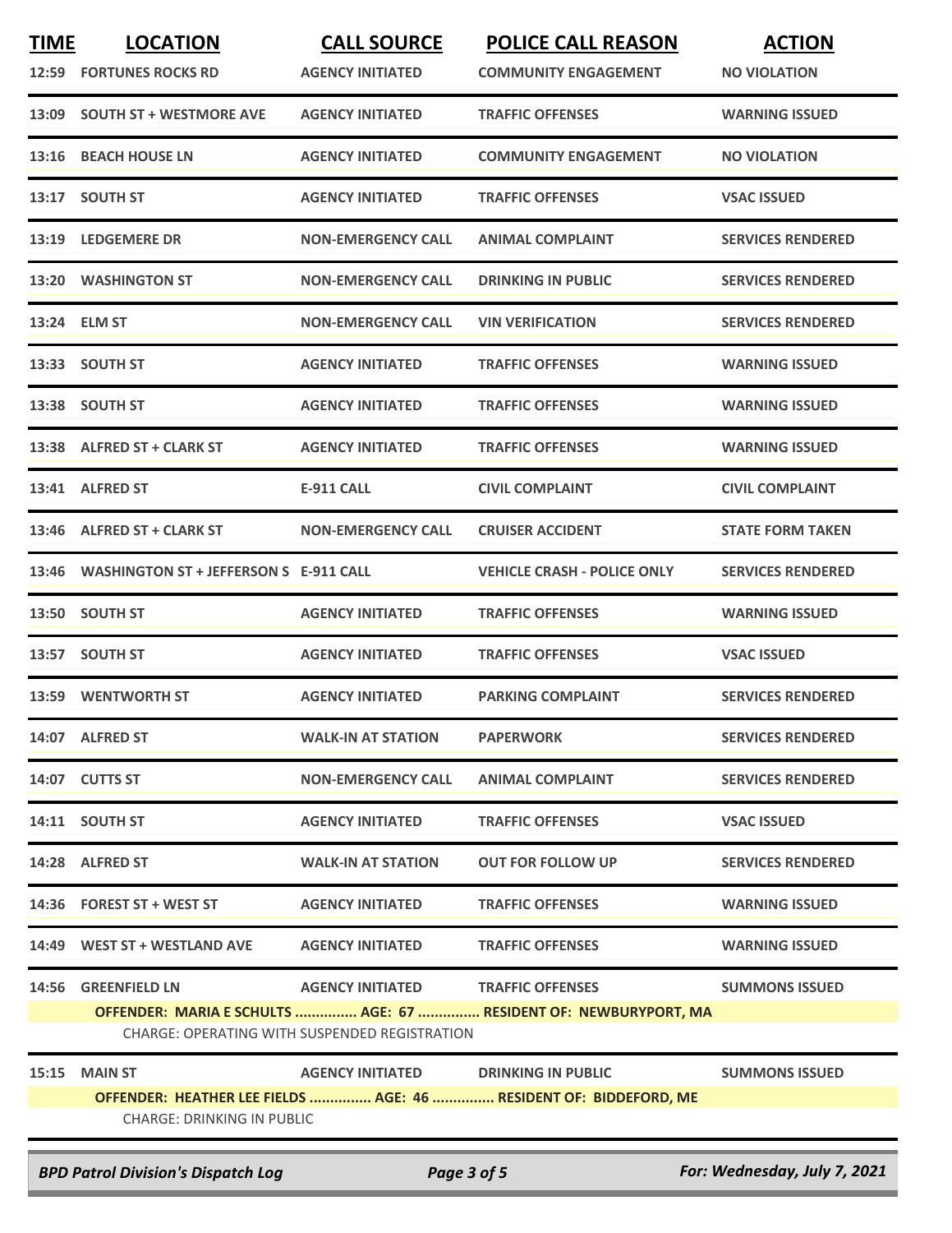| TIME | LOCATION | CALL SOURCE | POLICE CALL REASON | ACTION |
|---|---|---|---|---|
| 12:59 | FORTUNES ROCKS RD | AGENCY INITIATED | COMMUNITY ENGAGEMENT | NO VIOLATION |
| 13:09 | SOUTH ST + WESTMORE AVE | AGENCY INITIATED | TRAFFIC OFFENSES | WARNING ISSUED |
| 13:16 | BEACH HOUSE LN | AGENCY INITIATED | COMMUNITY ENGAGEMENT | NO VIOLATION |
| 13:17 | SOUTH ST | AGENCY INITIATED | TRAFFIC OFFENSES | VSAC ISSUED |
| 13:19 | LEDGEMERE DR | NON-EMERGENCY CALL | ANIMAL COMPLAINT | SERVICES RENDERED |
| 13:20 | WASHINGTON ST | NON-EMERGENCY CALL | DRINKING IN PUBLIC | SERVICES RENDERED |
| 13:24 | ELM ST | NON-EMERGENCY CALL | VIN VERIFICATION | SERVICES RENDERED |
| 13:33 | SOUTH ST | AGENCY INITIATED | TRAFFIC OFFENSES | WARNING ISSUED |
| 13:38 | SOUTH ST | AGENCY INITIATED | TRAFFIC OFFENSES | WARNING ISSUED |
| 13:38 | ALFRED ST + CLARK ST | AGENCY INITIATED | TRAFFIC OFFENSES | WARNING ISSUED |
| 13:41 | ALFRED ST | E-911 CALL | CIVIL COMPLAINT | CIVIL COMPLAINT |
| 13:46 | ALFRED ST + CLARK ST | NON-EMERGENCY CALL | CRUISER ACCIDENT | STATE FORM TAKEN |
| 13:46 | WASHINGTON ST + JEFFERSON S | E-911 CALL | VEHICLE CRASH - POLICE ONLY | SERVICES RENDERED |
| 13:50 | SOUTH ST | AGENCY INITIATED | TRAFFIC OFFENSES | WARNING ISSUED |
| 13:57 | SOUTH ST | AGENCY INITIATED | TRAFFIC OFFENSES | VSAC ISSUED |
| 13:59 | WENTWORTH ST | AGENCY INITIATED | PARKING COMPLAINT | SERVICES RENDERED |
| 14:07 | ALFRED ST | WALK-IN AT STATION | PAPERWORK | SERVICES RENDERED |
| 14:07 | CUTTS ST | NON-EMERGENCY CALL | ANIMAL COMPLAINT | SERVICES RENDERED |
| 14:11 | SOUTH ST | AGENCY INITIATED | TRAFFIC OFFENSES | VSAC ISSUED |
| 14:28 | ALFRED ST | WALK-IN AT STATION | OUT FOR FOLLOW UP | SERVICES RENDERED |
| 14:36 | FOREST ST + WEST ST | AGENCY INITIATED | TRAFFIC OFFENSES | WARNING ISSUED |
| 14:49 | WEST ST + WESTLAND AVE | AGENCY INITIATED | TRAFFIC OFFENSES | WARNING ISSUED |
| 14:56 | GREENFIELD LN | AGENCY INITIATED | TRAFFIC OFFENSES | SUMMONS ISSUED |

**OFFENDER: MARIA E SCHULTS ............... AGE: 67 ............... RESIDENT OF: NEWBURYPORT, MA**

CHARGE: OPERATING WITH SUSPENDED REGISTRATION

| TIME | LOCATION | CALL SOURCE | POLICE CALL REASON | ACTION |
|---|---|---|---|---|
| 15:15 | MAIN ST | AGENCY INITIATED | DRINKING IN PUBLIC | SUMMONS ISSUED |

**OFFENDER: HEATHER LEE FIELDS ............... AGE: 46 ............... RESIDENT OF: BIDDEFORD, ME**

CHARGE: DRINKING IN PUBLIC

*BPD Patrol Division's Dispatch Log* — *For: Wednesday, July 7, 2021*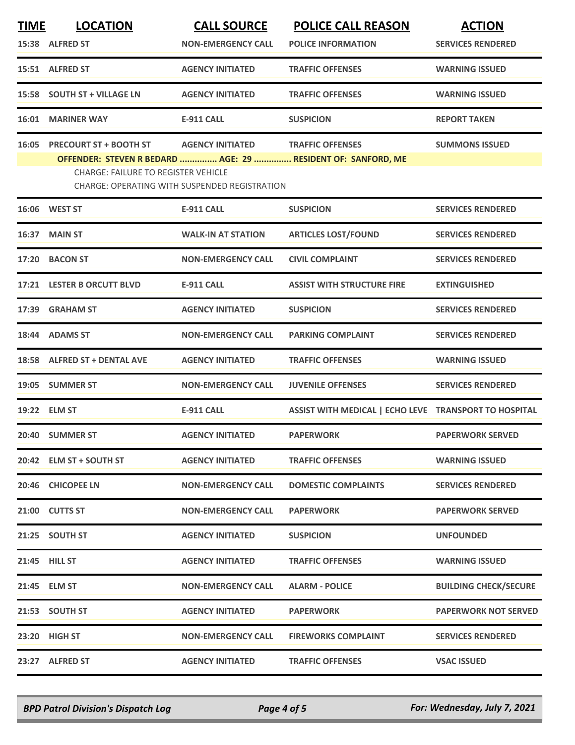| TIME | LOCATION | CALL SOURCE | POLICE CALL REASON | ACTION |
|---|---|---|---|---|
| 15:38 | ALFRED ST | NON-EMERGENCY CALL | POLICE INFORMATION | SERVICES RENDERED |
| 15:51 | ALFRED ST | AGENCY INITIATED | TRAFFIC OFFENSES | WARNING ISSUED |
| 15:58 | SOUTH ST + VILLAGE LN | AGENCY INITIATED | TRAFFIC OFFENSES | WARNING ISSUED |
| 16:01 | MARINER WAY | E-911 CALL | SUSPICION | REPORT TAKEN |
| 16:05 | PRECOURT ST + BOOTH ST | AGENCY INITIATED | TRAFFIC OFFENSES | SUMMONS ISSUED |
| | **OFFENDER: STEVEN R BEDARD ............... AGE: 29 ............... RESIDENT OF: SANFORD, ME**<br>CHARGE: FAILURE TO REGISTER VEHICLE<br>CHARGE: OPERATING WITH SUSPENDED REGISTRATION | | | |
| 16:06 | WEST ST | E-911 CALL | SUSPICION | SERVICES RENDERED |
| 16:37 | MAIN ST | WALK-IN AT STATION | ARTICLES LOST/FOUND | SERVICES RENDERED |
| 17:20 | BACON ST | NON-EMERGENCY CALL | CIVIL COMPLAINT | SERVICES RENDERED |
| 17:21 | LESTER B ORCUTT BLVD | E-911 CALL | ASSIST WITH STRUCTURE FIRE | EXTINGUISHED |
| 17:39 | GRAHAM ST | AGENCY INITIATED | SUSPICION | SERVICES RENDERED |
| 18:44 | ADAMS ST | NON-EMERGENCY CALL | PARKING COMPLAINT | SERVICES RENDERED |
| 18:58 | ALFRED ST + DENTAL AVE | AGENCY INITIATED | TRAFFIC OFFENSES | WARNING ISSUED |
| 19:05 | SUMMER ST | NON-EMERGENCY CALL | JUVENILE OFFENSES | SERVICES RENDERED |
| 19:22 | ELM ST | E-911 CALL | ASSIST WITH MEDICAL \| ECHO LEVE | TRANSPORT TO HOSPITAL |
| 20:40 | SUMMER ST | AGENCY INITIATED | PAPERWORK | PAPERWORK SERVED |
| 20:42 | ELM ST + SOUTH ST | AGENCY INITIATED | TRAFFIC OFFENSES | WARNING ISSUED |
| 20:46 | CHICOPEE LN | NON-EMERGENCY CALL | DOMESTIC COMPLAINTS | SERVICES RENDERED |
| 21:00 | CUTTS ST | NON-EMERGENCY CALL | PAPERWORK | PAPERWORK SERVED |
| 21:25 | SOUTH ST | AGENCY INITIATED | SUSPICION | UNFOUNDED |
| 21:45 | HILL ST | AGENCY INITIATED | TRAFFIC OFFENSES | WARNING ISSUED |
| 21:45 | ELM ST | NON-EMERGENCY CALL | ALARM - POLICE | BUILDING CHECK/SECURE |
| 21:53 | SOUTH ST | AGENCY INITIATED | PAPERWORK | PAPERWORK NOT SERVED |
| 23:20 | HIGH ST | NON-EMERGENCY CALL | FIREWORKS COMPLAINT | SERVICES RENDERED |
| 23:27 | ALFRED ST | AGENCY INITIATED | TRAFFIC OFFENSES | VSAC ISSUED |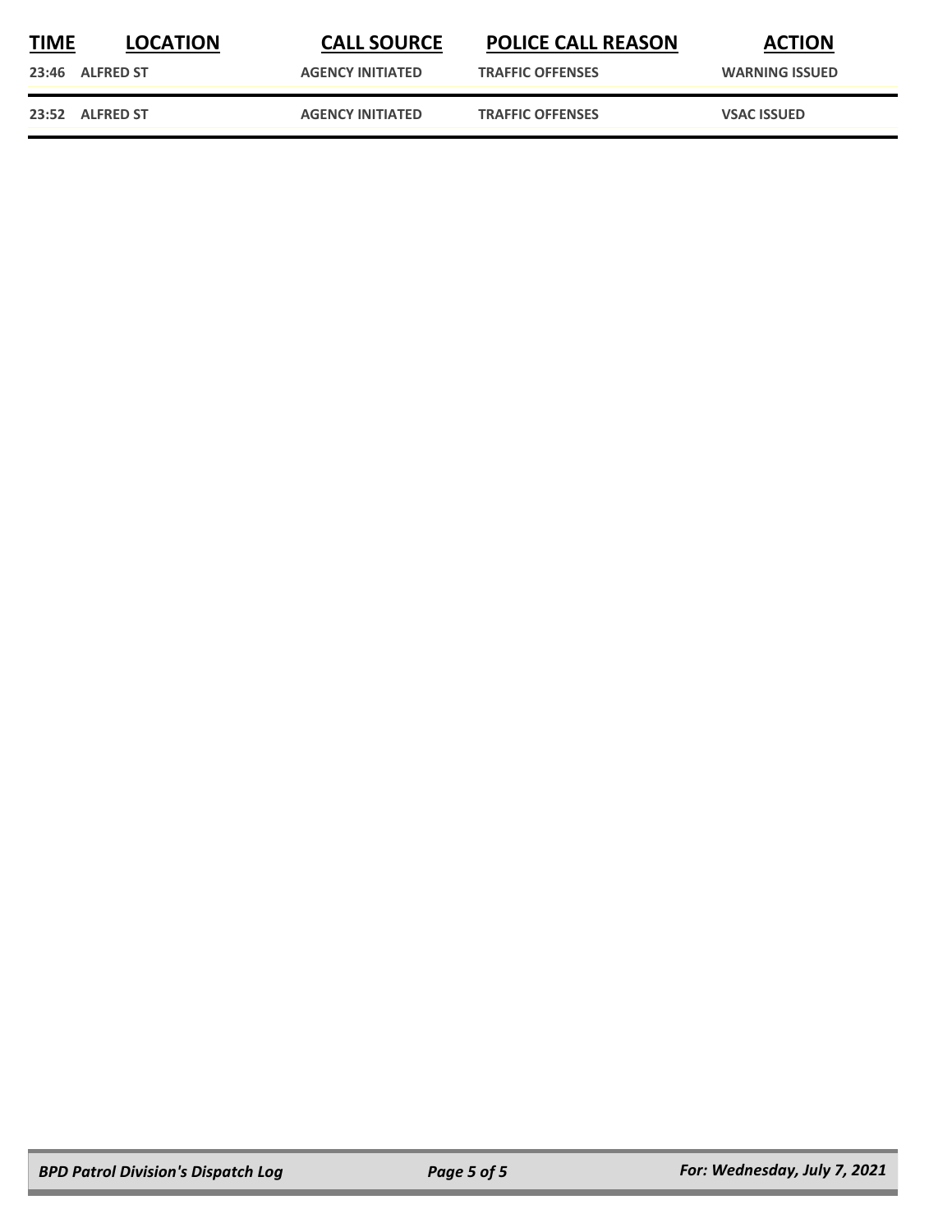| TIME | LOCATION | CALL SOURCE | POLICE CALL REASON | ACTION |
|---|---|---|---|---|
| 23:46 | ALFRED ST | AGENCY INITIATED | TRAFFIC OFFENSES | WARNING ISSUED |
| 23:52 | ALFRED ST | AGENCY INITIATED | TRAFFIC OFFENSES | VSAC ISSUED |